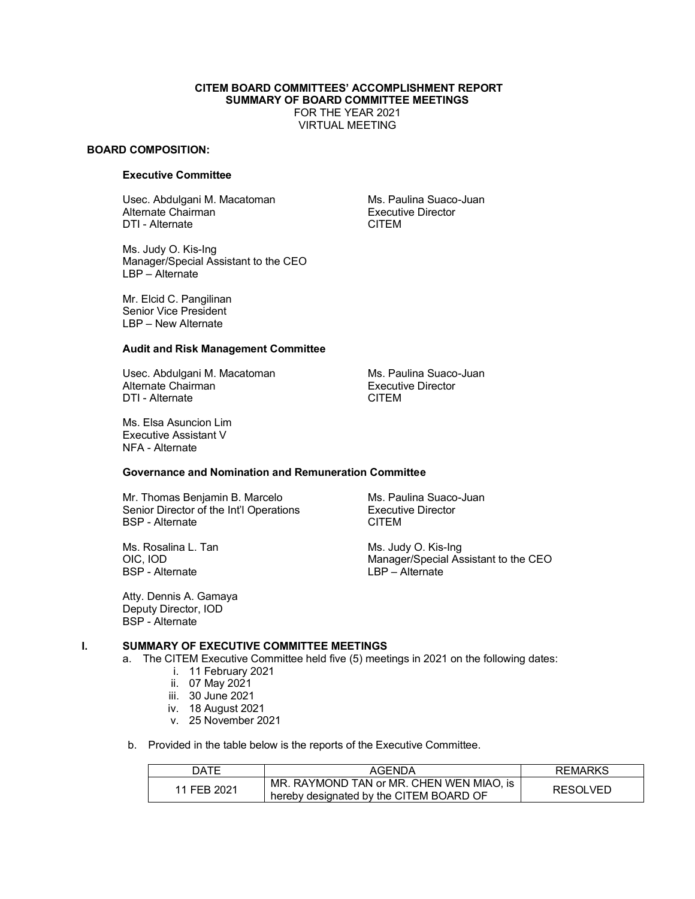**CITEM BOARD COMMITTEES' ACCOMPLISHMENT REPORT**
**SUMMARY OF BOARD COMMITTEE MEETINGS**
FOR THE YEAR 2021
VIRTUAL MEETING

**BOARD COMPOSITION:**

**Executive Committee**

Usec. Abdulgani M. Macatoman
Alternate Chairman
DTI - Alternate

Ms. Paulina Suaco-Juan
Executive Director
CITEM

Ms. Judy O. Kis-Ing
Manager/Special Assistant to the CEO
LBP – Alternate

Mr. Elcid C. Pangilinan
Senior Vice President
LBP – New Alternate

**Audit and Risk Management Committee**

Usec. Abdulgani M. Macatoman
Alternate Chairman
DTI - Alternate

Ms. Paulina Suaco-Juan
Executive Director
CITEM

Ms. Elsa Asuncion Lim
Executive Assistant V
NFA - Alternate

**Governance and Nomination and Remuneration Committee**

Mr. Thomas Benjamin B. Marcelo
Senior Director of the Int'l Operations
BSP - Alternate

Ms. Paulina Suaco-Juan
Executive Director
CITEM

Ms. Rosalina L. Tan
OIC, IOD
BSP - Alternate

Ms. Judy O. Kis-Ing
Manager/Special Assistant to the CEO
LBP – Alternate

Atty. Dennis A. Gamaya
Deputy Director, IOD
BSP - Alternate

## I. SUMMARY OF EXECUTIVE COMMITTEE MEETINGS

a. The CITEM Executive Committee held five (5) meetings in 2021 on the following dates:
   i. 11 February 2021
   ii. 07 May 2021
   iii. 30 June 2021
   iv. 18 August 2021
   v. 25 November 2021

b. Provided in the table below is the reports of the Executive Committee.

| DATE | AGENDA | REMARKS |
|---|---|---|
| 11 FEB 2021 | MR. RAYMOND TAN or MR. CHEN WEN MIAO, is hereby designated by the CITEM BOARD OF | RESOLVED |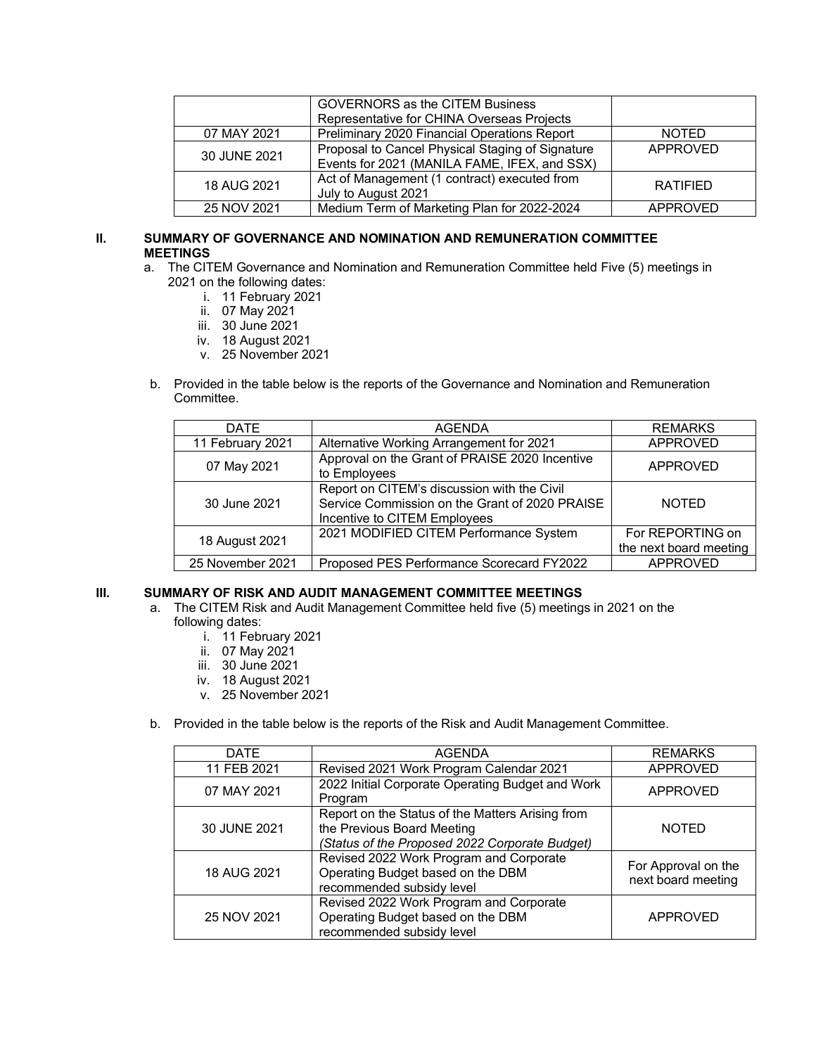| | | |
|---|---|---|
| | GOVERNORS as the CITEM Business Representative for CHINA Overseas Projects | |
| 07 MAY 2021 | Preliminary 2020 Financial Operations Report | NOTED |
| 30 JUNE 2021 | Proposal to Cancel Physical Staging of Signature Events for 2021 (MANILA FAME, IFEX, and SSX) | APPROVED |
| 18 AUG 2021 | Act of Management (1 contract) executed from July to August 2021 | RATIFIED |
| 25 NOV 2021 | Medium Term of Marketing Plan for 2022-2024 | APPROVED |

## II. SUMMARY OF GOVERNANCE AND NOMINATION AND REMUNERATION COMMITTEE MEETINGS

a. The CITEM Governance and Nomination and Remuneration Committee held Five (5) meetings in 2021 on the following dates:
   i. 11 February 2021
   ii. 07 May 2021
   iii. 30 June 2021
   iv. 18 August 2021
   v. 25 November 2021

b. Provided in the table below is the reports of the Governance and Nomination and Remuneration Committee.

| DATE | AGENDA | REMARKS |
|---|---|---|
| 11 February 2021 | Alternative Working Arrangement for 2021 | APPROVED |
| 07 May 2021 | Approval on the Grant of PRAISE 2020 Incentive to Employees | APPROVED |
| 30 June 2021 | Report on CITEM's discussion with the Civil Service Commission on the Grant of 2020 PRAISE Incentive to CITEM Employees | NOTED |
| 18 August 2021 | 2021 MODIFIED CITEM Performance System | For REPORTING on the next board meeting |
| 25 November 2021 | Proposed PES Performance Scorecard FY2022 | APPROVED |

## III. SUMMARY OF RISK AND AUDIT MANAGEMENT COMMITTEE MEETINGS

a. The CITEM Risk and Audit Management Committee held five (5) meetings in 2021 on the following dates:
   i. 11 February 2021
   ii. 07 May 2021
   iii. 30 June 2021
   iv. 18 August 2021
   v. 25 November 2021

b. Provided in the table below is the reports of the Risk and Audit Management Committee.

| DATE | AGENDA | REMARKS |
|---|---|---|
| 11 FEB 2021 | Revised 2021 Work Program Calendar 2021 | APPROVED |
| 07 MAY 2021 | 2022 Initial Corporate Operating Budget and Work Program | APPROVED |
| 30 JUNE 2021 | Report on the Status of the Matters Arising from the Previous Board Meeting *(Status of the Proposed 2022 Corporate Budget)* | NOTED |
| 18 AUG 2021 | Revised 2022 Work Program and Corporate Operating Budget based on the DBM recommended subsidy level | For Approval on the next board meeting |
| 25 NOV 2021 | Revised 2022 Work Program and Corporate Operating Budget based on the DBM recommended subsidy level | APPROVED |